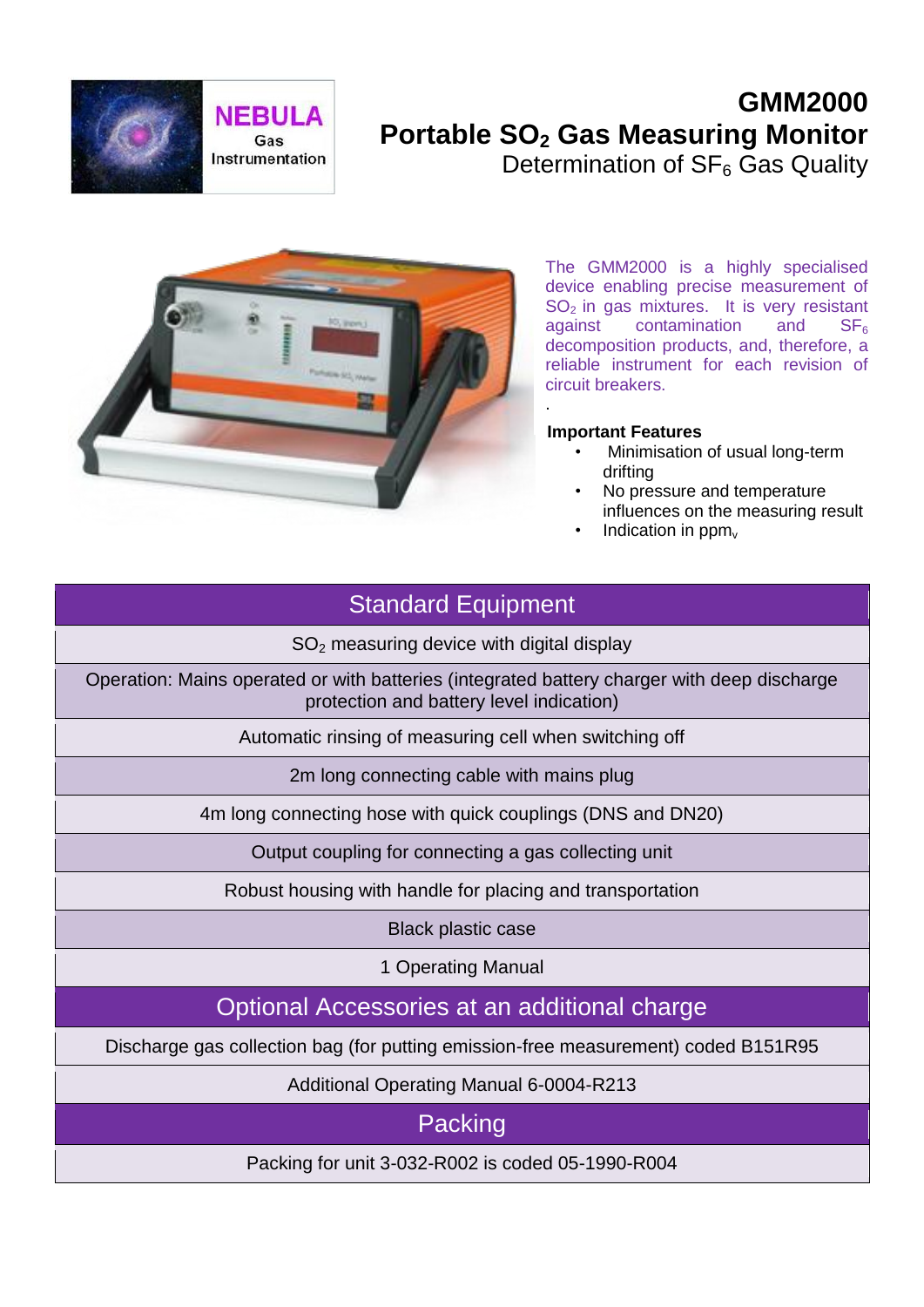NEBULA Gas Instrumentation

# GMM2000
# Portable $SO_2$ Gas Measuring Monitor
## Determination of $SF_6$ Gas Quality

The GMM2000 is a highly specialised device enabling precise measurement of $SO_2$ in gas mixtures. It is very resistant against contamination and $SF_6$ decomposition products, and, therefore, a reliable instrument for each revision of circuit breakers.

.

**Important Features**

- Minimisation of usual long-term drifting
- No pressure and temperature influences on the measuring result
- Indication in $ppm_v$

| Standard Equipment |
| --- |
| $SO_2$ measuring device with digital display |
| Operation: Mains operated or with batteries (integrated battery charger with deep discharge protection and battery level indication) |
| Automatic rinsing of measuring cell when switching off |
| 2m long connecting cable with mains plug |
| 4m long connecting hose with quick couplings (DNS and DN20) |
| Output coupling for connecting a gas collecting unit |
| Robust housing with handle for placing and transportation |
| Black plastic case |
| 1 Operating Manual |
| **Optional Accessories at an additional charge** |
| Discharge gas collection bag (for putting emission-free measurement) coded B151R95 |
| Additional Operating Manual 6-0004-R213 |
| **Packing** |
| Packing for unit 3-032-R002 is coded 05-1990-R004 |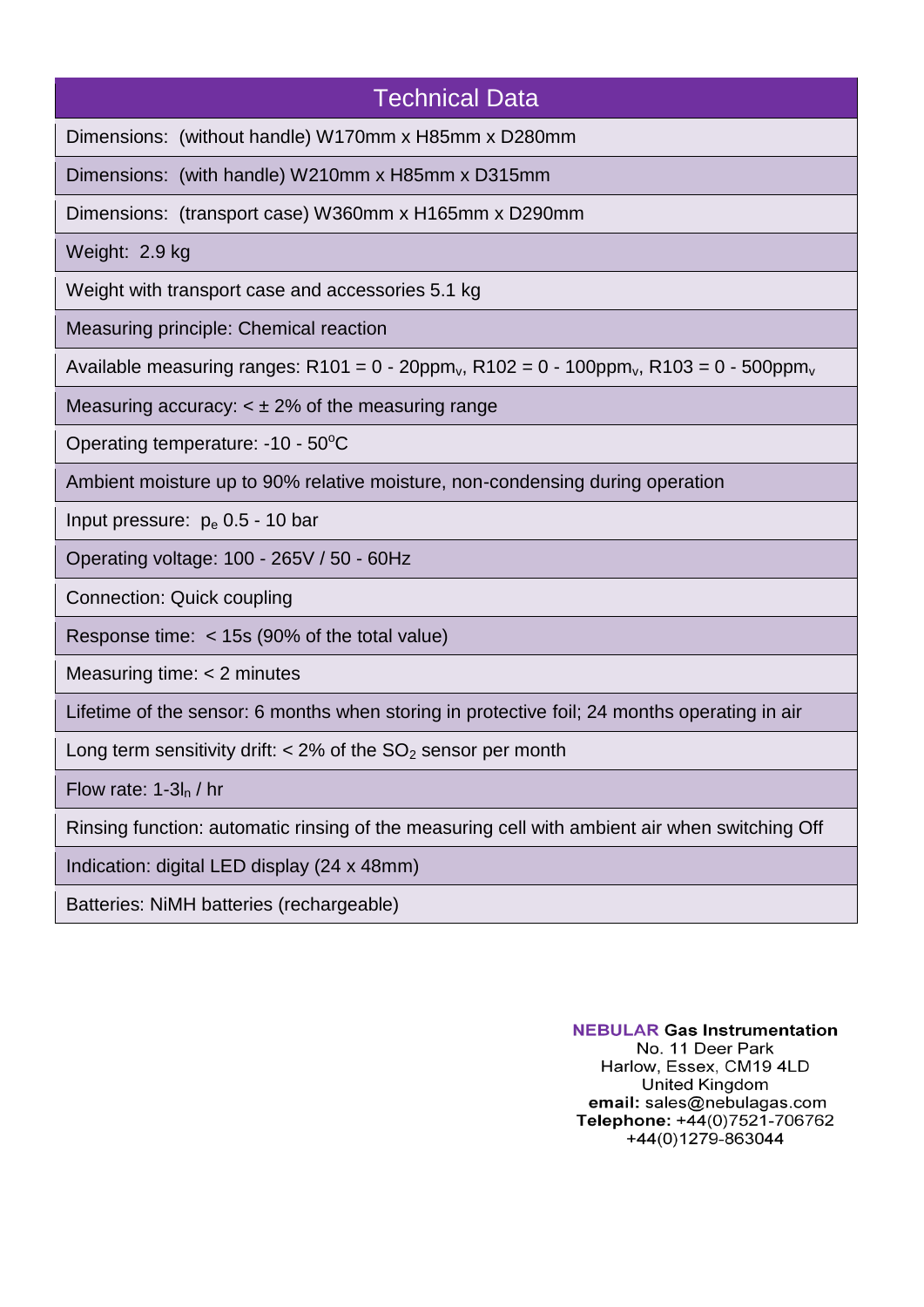| Technical Data |
| --- |
| Dimensions: (without handle) W170mm x H85mm x D280mm |
| Dimensions: (with handle) W210mm x H85mm x D315mm |
| Dimensions: (transport case) W360mm x H165mm x D290mm |
| Weight: 2.9 kg |
| Weight with transport case and accessories 5.1 kg |
| Measuring principle: Chemical reaction |
| Available measuring ranges: R101 = 0 - 20ppm$_v$, R102 = 0 - 100ppm$_v$, R103 = 0 - 500ppm$_v$ |
| Measuring accuracy: < ± 2% of the measuring range |
| Operating temperature: -10 - 50$^o$C |
| Ambient moisture up to 90% relative moisture, non-condensing during operation |
| Input pressure: $p_e$ 0.5 - 10 bar |
| Operating voltage: 100 - 265V / 50 - 60Hz |
| Connection: Quick coupling |
| Response time: < 15s (90% of the total value) |
| Measuring time: < 2 minutes |
| Lifetime of the sensor: 6 months when storing in protective foil; 24 months operating in air |
| Long term sensitivity drift: < 2% of the $SO_2$ sensor per month |
| Flow rate: 1-3l$_n$ / hr |
| Rinsing function: automatic rinsing of the measuring cell with ambient air when switching Off |
| Indication: digital LED display (24 x 48mm) |
| Batteries: NiMH batteries (rechargeable) |

**NEBULAR Gas Instrumentation**
No. 11 Deer Park
Harlow, Essex, CM19 4LD
United Kingdom
**email:** sales@nebulagas.com
**Telephone:** +44(0)7521-706762
+44(0)1279-863044